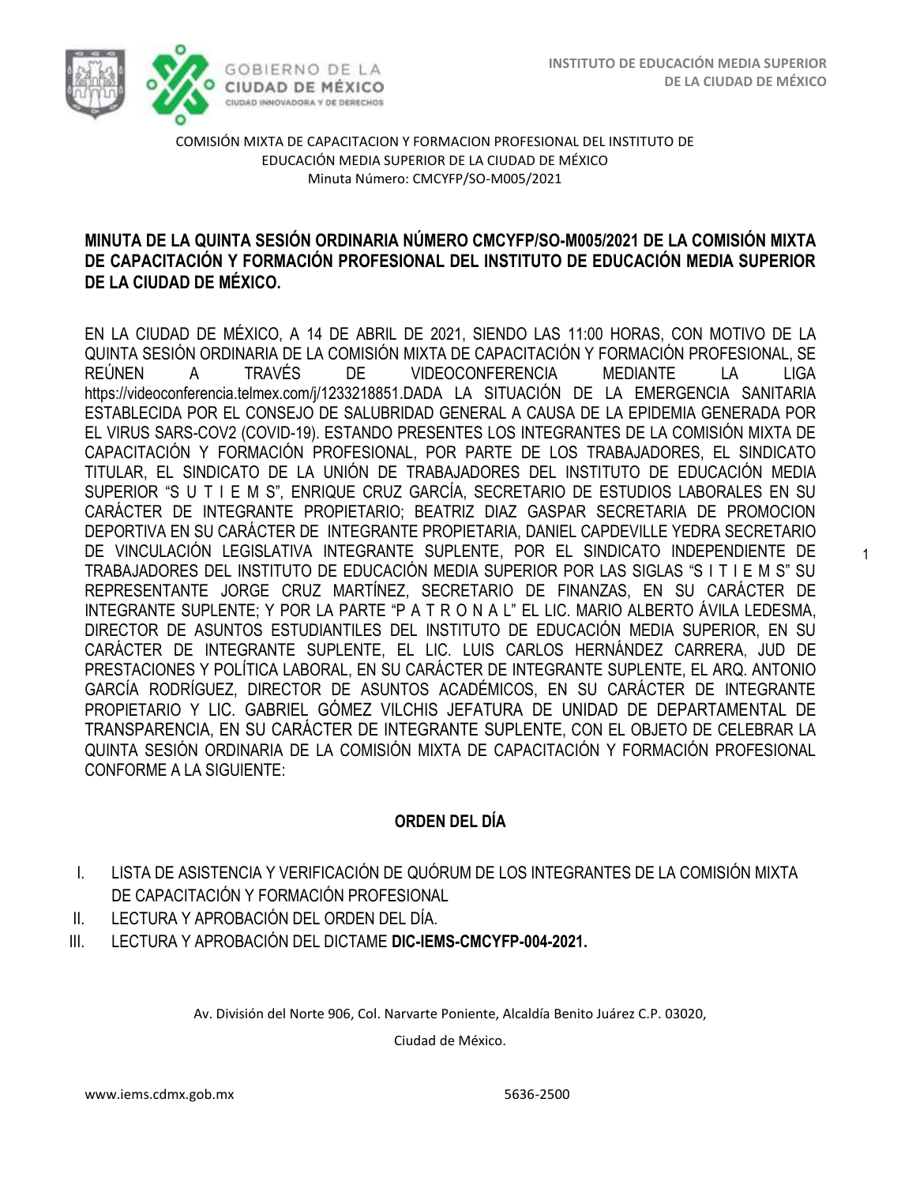COMISIÓN MIXTA DE CAPACITACION Y FORMACION PROFESIONAL DEL INSTITUTO DE EDUCACIÓN MEDIA SUPERIOR DE LA CIUDAD DE MÉXICO
Minuta Número: CMCYFP/SO-M005/2021

**MINUTA DE LA QUINTA SESIÓN ORDINARIA NÚMERO CMCYFP/SO-M005/2021 DE LA COMISIÓN MIXTA DE CAPACITACIÓN Y FORMACIÓN PROFESIONAL DEL INSTITUTO DE EDUCACIÓN MEDIA SUPERIOR DE LA CIUDAD DE MÉXICO.**

EN LA CIUDAD DE MÉXICO, A 14 DE ABRIL DE 2021, SIENDO LAS 11:00 HORAS, CON MOTIVO DE LA QUINTA SESIÓN ORDINARIA DE LA COMISIÓN MIXTA DE CAPACITACIÓN Y FORMACIÓN PROFESIONAL, SE REÚNEN A TRAVÉS DE VIDEOCONFERENCIA MEDIANTE LA LIGA https://videoconferencia.telmex.com/j/1233218851.DADA LA SITUACIÓN DE LA EMERGENCIA SANITARIA ESTABLECIDA POR EL CONSEJO DE SALUBRIDAD GENERAL A CAUSA DE LA EPIDEMIA GENERADA POR EL VIRUS SARS-COV2 (COVID-19). ESTANDO PRESENTES LOS INTEGRANTES DE LA COMISIÓN MIXTA DE CAPACITACIÓN Y FORMACIÓN PROFESIONAL, POR PARTE DE LOS TRABAJADORES, EL SINDICATO TITULAR, EL SINDICATO DE LA UNIÓN DE TRABAJADORES DEL INSTITUTO DE EDUCACIÓN MEDIA SUPERIOR "S U T I E M S", ENRIQUE CRUZ GARCÍA, SECRETARIO DE ESTUDIOS LABORALES EN SU CARÁCTER DE INTEGRANTE PROPIETARIO; BEATRIZ DIAZ GASPAR SECRETARIA DE PROMOCION DEPORTIVA EN SU CARÁCTER DE INTEGRANTE PROPIETARIA, DANIEL CAPDEVILLE YEDRA SECRETARIO DE VINCULACIÓN LEGISLATIVA INTEGRANTE SUPLENTE, POR EL SINDICATO INDEPENDIENTE DE TRABAJADORES DEL INSTITUTO DE EDUCACIÓN MEDIA SUPERIOR POR LAS SIGLAS "S I T I E M S" SU REPRESENTANTE JORGE CRUZ MARTÍNEZ, SECRETARIO DE FINANZAS, EN SU CARÁCTER DE INTEGRANTE SUPLENTE; Y POR LA PARTE "P A T R O N A L" EL LIC. MARIO ALBERTO ÁVILA LEDESMA, DIRECTOR DE ASUNTOS ESTUDIANTILES DEL INSTITUTO DE EDUCACIÓN MEDIA SUPERIOR, EN SU CARÁCTER DE INTEGRANTE SUPLENTE, EL LIC. LUIS CARLOS HERNÁNDEZ CARRERA, JUD DE PRESTACIONES Y POLÍTICA LABORAL, EN SU CARÁCTER DE INTEGRANTE SUPLENTE, EL ARQ. ANTONIO GARCÍA RODRÍGUEZ, DIRECTOR DE ASUNTOS ACADÉMICOS, EN SU CARÁCTER DE INTEGRANTE PROPIETARIO Y LIC. GABRIEL GÓMEZ VILCHIS JEFATURA DE UNIDAD DE DEPARTAMENTAL DE TRANSPARENCIA, EN SU CARÁCTER DE INTEGRANTE SUPLENTE, CON EL OBJETO DE CELEBRAR LA QUINTA SESIÓN ORDINARIA DE LA COMISIÓN MIXTA DE CAPACITACIÓN Y FORMACIÓN PROFESIONAL CONFORME A LA SIGUIENTE:

## ORDEN DEL DÍA

I. LISTA DE ASISTENCIA Y VERIFICACIÓN DE QUÓRUM DE LOS INTEGRANTES DE LA COMISIÓN MIXTA DE CAPACITACIÓN Y FORMACIÓN PROFESIONAL
II. LECTURA Y APROBACIÓN DEL ORDEN DEL DÍA.
III. LECTURA Y APROBACIÓN DEL DICTAME **DIC-IEMS-CMCYFP-004-2021.**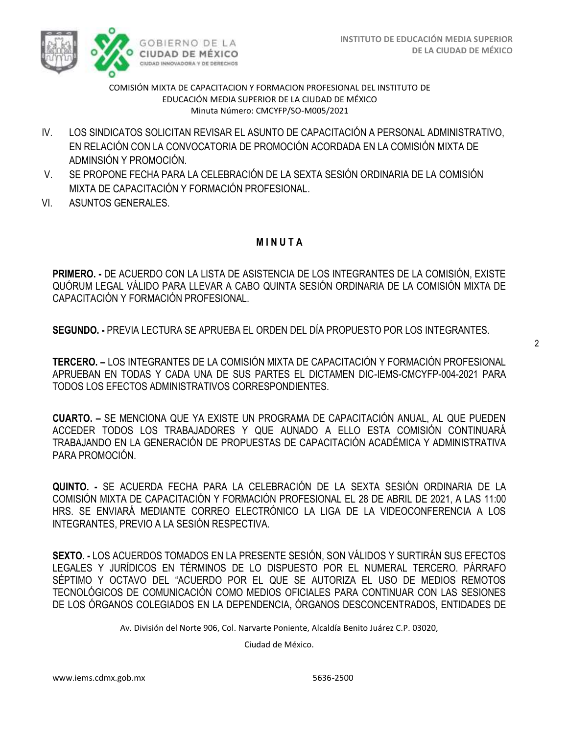IV. LOS SINDICATOS SOLICITAN REVISAR EL ASUNTO DE CAPACITACIÓN A PERSONAL ADMINISTRATIVO, EN RELACIÓN CON LA CONVOCATORIA DE PROMOCIÓN ACORDADA EN LA COMISIÓN MIXTA DE ADMINSIÓN Y PROMOCIÓN.

V. SE PROPONE FECHA PARA LA CELEBRACIÓN DE LA SEXTA SESIÓN ORDINARIA DE LA COMISIÓN MIXTA DE CAPACITACIÓN Y FORMACIÓN PROFESIONAL.

VI. ASUNTOS GENERALES.

## M I N U T A

**PRIMERO. -** DE ACUERDO CON LA LISTA DE ASISTENCIA DE LOS INTEGRANTES DE LA COMISIÓN, EXISTE QUÓRUM LEGAL VÁLIDO PARA LLEVAR A CABO QUINTA SESIÓN ORDINARIA DE LA COMISIÓN MIXTA DE CAPACITACIÓN Y FORMACIÓN PROFESIONAL.

**SEGUNDO. -** PREVIA LECTURA SE APRUEBA EL ORDEN DEL DÍA PROPUESTO POR LOS INTEGRANTES.

**TERCERO. –** LOS INTEGRANTES DE LA COMISIÓN MIXTA DE CAPACITACIÓN Y FORMACIÓN PROFESIONAL APRUEBAN EN TODAS Y CADA UNA DE SUS PARTES EL DICTAMEN DIC-IEMS-CMCYFP-004-2021 PARA TODOS LOS EFECTOS ADMINISTRATIVOS CORRESPONDIENTES.

**CUARTO. –** SE MENCIONA QUE YA EXISTE UN PROGRAMA DE CAPACITACIÓN ANUAL, AL QUE PUEDEN ACCEDER TODOS LOS TRABAJADORES Y QUE AUNADO A ELLO ESTA COMISIÓN CONTINUARÁ TRABAJANDO EN LA GENERACIÓN DE PROPUESTAS DE CAPACITACIÓN ACADÉMICA Y ADMINISTRATIVA PARA PROMOCIÓN.

**QUINTO. -** SE ACUERDA FECHA PARA LA CELEBRACIÓN DE LA SEXTA SESIÓN ORDINARIA DE LA COMISIÓN MIXTA DE CAPACITACIÓN Y FORMACIÓN PROFESIONAL EL 28 DE ABRIL DE 2021, A LAS 11:00 HRS. SE ENVIARÁ MEDIANTE CORREO ELECTRÓNICO LA LIGA DE LA VIDEOCONFERENCIA A LOS INTEGRANTES, PREVIO A LA SESIÓN RESPECTIVA.

**SEXTO. -** LOS ACUERDOS TOMADOS EN LA PRESENTE SESIÓN, SON VÁLIDOS Y SURTIRÁN SUS EFECTOS LEGALES Y JURÍDICOS EN TÉRMINOS DE LO DISPUESTO POR EL NUMERAL TERCERO. PÁRRAFO SÉPTIMO Y OCTAVO DEL "ACUERDO POR EL QUE SE AUTORIZA EL USO DE MEDIOS REMOTOS TECNOLÓGICOS DE COMUNICACIÓN COMO MEDIOS OFICIALES PARA CONTINUAR CON LAS SESIONES DE LOS ÓRGANOS COLEGIADOS EN LA DEPENDENCIA, ÓRGANOS DESCONCENTRADOS, ENTIDADES DE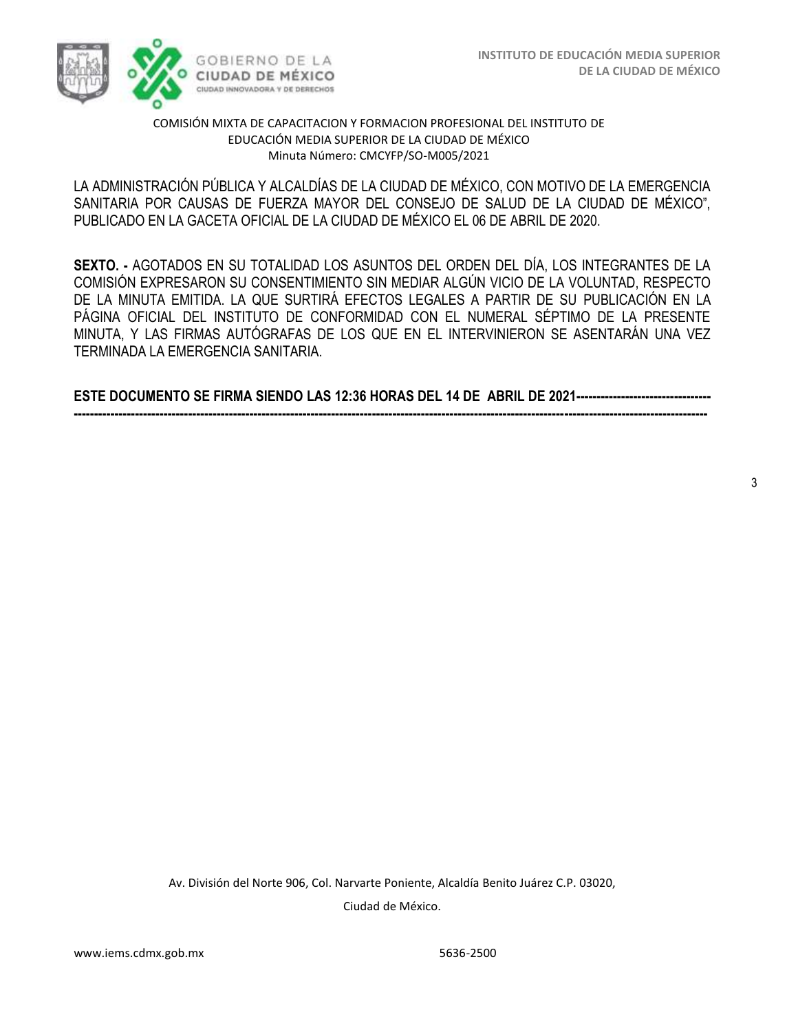COMISIÓN MIXTA DE CAPACITACION Y FORMACION PROFESIONAL DEL INSTITUTO DE EDUCACIÓN MEDIA SUPERIOR DE LA CIUDAD DE MÉXICO
Minuta Número: CMCYFP/SO-M005/2021

LA ADMINISTRACIÓN PÚBLICA Y ALCALDÍAS DE LA CIUDAD DE MÉXICO, CON MOTIVO DE LA EMERGENCIA SANITARIA POR CAUSAS DE FUERZA MAYOR DEL CONSEJO DE SALUD DE LA CIUDAD DE MÉXICO", PUBLICADO EN LA GACETA OFICIAL DE LA CIUDAD DE MÉXICO EL 06 DE ABRIL DE 2020.

**SEXTO. -** AGOTADOS EN SU TOTALIDAD LOS ASUNTOS DEL ORDEN DEL DÍA, LOS INTEGRANTES DE LA COMISIÓN EXPRESARON SU CONSENTIMIENTO SIN MEDIAR ALGÚN VICIO DE LA VOLUNTAD, RESPECTO DE LA MINUTA EMITIDA. LA QUE SURTIRÁ EFECTOS LEGALES A PARTIR DE SU PUBLICACIÓN EN LA PÁGINA OFICIAL DEL INSTITUTO DE CONFORMIDAD CON EL NUMERAL SÉPTIMO DE LA PRESENTE MINUTA, Y LAS FIRMAS AUTÓGRAFAS DE LOS QUE EN EL INTERVINIERON SE ASENTARÁN UNA VEZ TERMINADA LA EMERGENCIA SANITARIA.

**ESTE DOCUMENTO SE FIRMA SIENDO LAS 12:36 HORAS DEL 14 DE ABRIL DE 2021---------------------------------**
**-------------------------------------------------------------------------------------------------------------------------------------------------**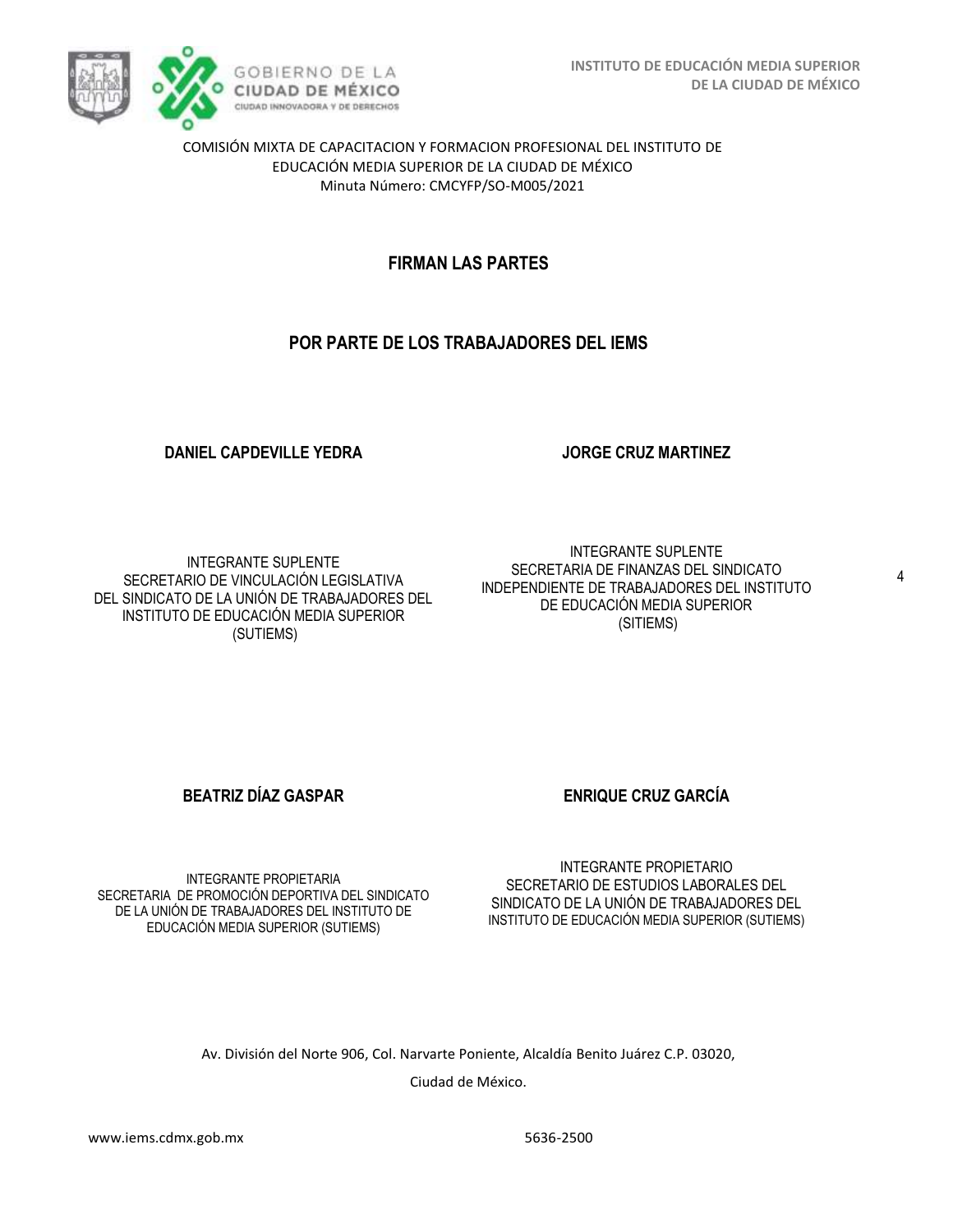COMISIÓN MIXTA DE CAPACITACION Y FORMACION PROFESIONAL DEL INSTITUTO DE EDUCACIÓN MEDIA SUPERIOR DE LA CIUDAD DE MÉXICO
Minuta Número: CMCYFP/SO-M005/2021

## FIRMAN LAS PARTES

## POR PARTE DE LOS TRABAJADORES DEL IEMS

**DANIEL CAPDEVILLE YEDRA**

INTEGRANTE SUPLENTE
SECRETARIO DE VINCULACIÓN LEGISLATIVA DEL SINDICATO DE LA UNIÓN DE TRABAJADORES DEL INSTITUTO DE EDUCACIÓN MEDIA SUPERIOR (SUTIEMS)

**JORGE CRUZ MARTINEZ**

INTEGRANTE SUPLENTE
SECRETARIA DE FINANZAS DEL SINDICATO INDEPENDIENTE DE TRABAJADORES DEL INSTITUTO DE EDUCACIÓN MEDIA SUPERIOR (SITIEMS)

**BEATRIZ DÍAZ GASPAR**

INTEGRANTE PROPIETARIA
SECRETARIA DE PROMOCIÓN DEPORTIVA DEL SINDICATO DE LA UNIÓN DE TRABAJADORES DEL INSTITUTO DE EDUCACIÓN MEDIA SUPERIOR (SUTIEMS)

**ENRIQUE CRUZ GARCÍA**

INTEGRANTE PROPIETARIO
SECRETARIO DE ESTUDIOS LABORALES DEL SINDICATO DE LA UNIÓN DE TRABAJADORES DEL INSTITUTO DE EDUCACIÓN MEDIA SUPERIOR (SUTIEMS)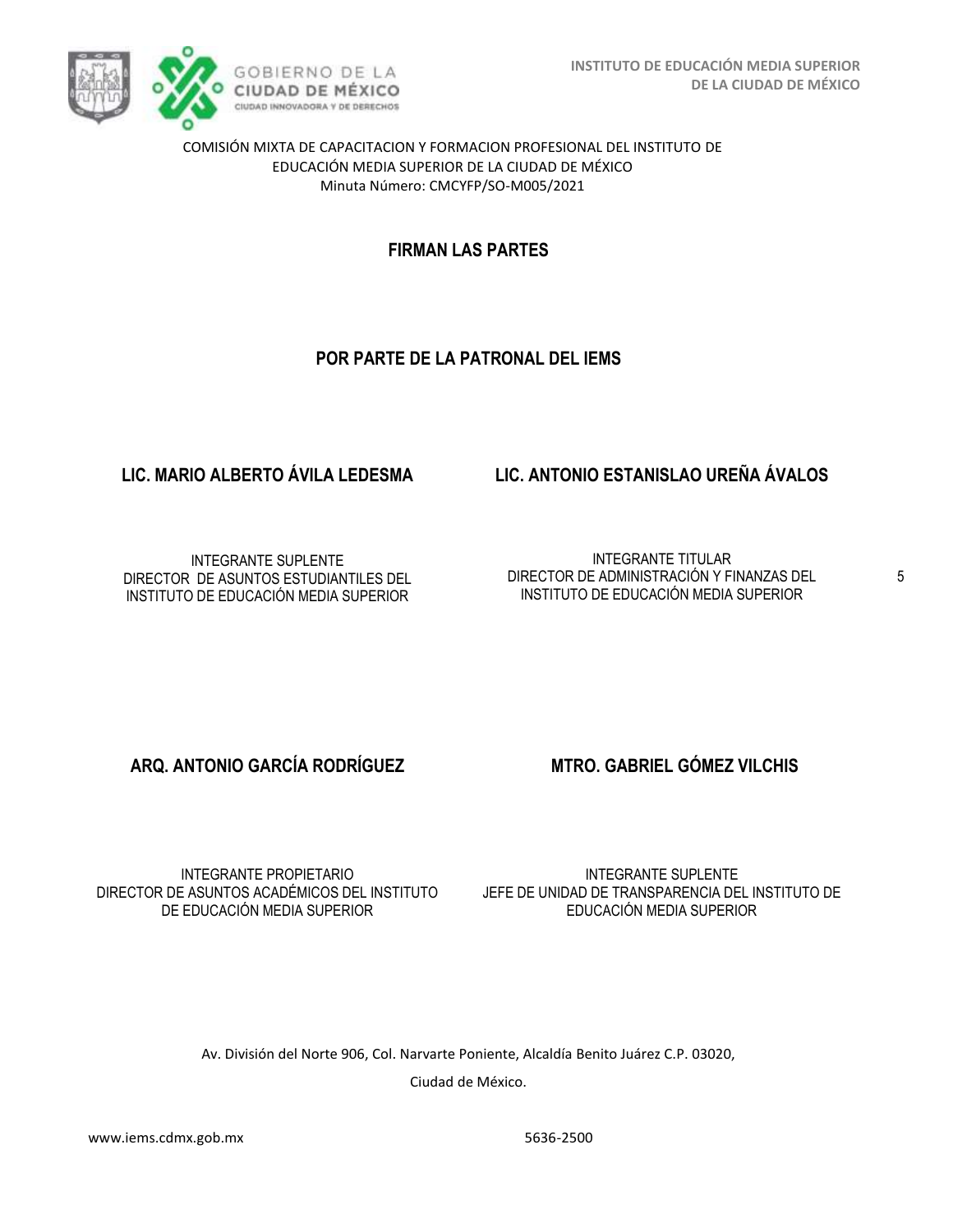COMISIÓN MIXTA DE CAPACITACION Y FORMACION PROFESIONAL DEL INSTITUTO DE EDUCACIÓN MEDIA SUPERIOR DE LA CIUDAD DE MÉXICO
Minuta Número: CMCYFP/SO-M005/2021

**FIRMAN LAS PARTES**

**POR PARTE DE LA PATRONAL DEL IEMS**

**LIC. MARIO ALBERTO ÁVILA LEDESMA**

INTEGRANTE SUPLENTE
DIRECTOR DE ASUNTOS ESTUDIANTILES DEL INSTITUTO DE EDUCACIÓN MEDIA SUPERIOR

**LIC. ANTONIO ESTANISLAO UREÑA ÁVALOS**

INTEGRANTE TITULAR
DIRECTOR DE ADMINISTRACIÓN Y FINANZAS DEL INSTITUTO DE EDUCACIÓN MEDIA SUPERIOR

**ARQ. ANTONIO GARCÍA RODRÍGUEZ**

INTEGRANTE PROPIETARIO
DIRECTOR DE ASUNTOS ACADÉMICOS DEL INSTITUTO DE EDUCACIÓN MEDIA SUPERIOR

**MTRO. GABRIEL GÓMEZ VILCHIS**

INTEGRANTE SUPLENTE
JEFE DE UNIDAD DE TRANSPARENCIA DEL INSTITUTO DE EDUCACIÓN MEDIA SUPERIOR